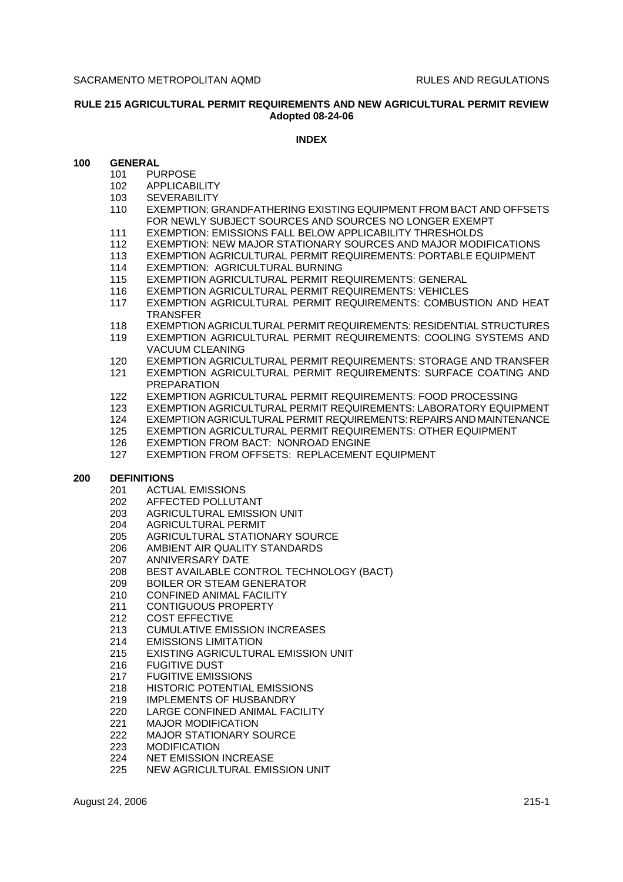**RULE 215 AGRICULTURAL PERMIT REQUIREMENTS AND NEW AGRICULTURAL PERMIT REVIEW**
**Adopted 08-24-06**

**INDEX**

**100 GENERAL**

- 101 PURPOSE
- 102 APPLICABILITY
- 103 SEVERABILITY
- 110 EXEMPTION: GRANDFATHERING EXISTING EQUIPMENT FROM BACT AND OFFSETS FOR NEWLY SUBJECT SOURCES AND SOURCES NO LONGER EXEMPT
- 111 EXEMPTION: EMISSIONS FALL BELOW APPLICABILITY THRESHOLDS
- 112 EXEMPTION: NEW MAJOR STATIONARY SOURCES AND MAJOR MODIFICATIONS
- 113 EXEMPTION AGRICULTURAL PERMIT REQUIREMENTS: PORTABLE EQUIPMENT
- 114 EXEMPTION: AGRICULTURAL BURNING
- 115 EXEMPTION AGRICULTURAL PERMIT REQUIREMENTS: GENERAL
- 116 EXEMPTION AGRICULTURAL PERMIT REQUIREMENTS: VEHICLES
- 117 EXEMPTION AGRICULTURAL PERMIT REQUIREMENTS: COMBUSTION AND HEAT TRANSFER
- 118 EXEMPTION AGRICULTURAL PERMIT REQUIREMENTS: RESIDENTIAL STRUCTURES
- 119 EXEMPTION AGRICULTURAL PERMIT REQUIREMENTS: COOLING SYSTEMS AND VACUUM CLEANING
- 120 EXEMPTION AGRICULTURAL PERMIT REQUIREMENTS: STORAGE AND TRANSFER
- 121 EXEMPTION AGRICULTURAL PERMIT REQUIREMENTS: SURFACE COATING AND PREPARATION
- 122 EXEMPTION AGRICULTURAL PERMIT REQUIREMENTS: FOOD PROCESSING
- 123 EXEMPTION AGRICULTURAL PERMIT REQUIREMENTS: LABORATORY EQUIPMENT
- 124 EXEMPTION AGRICULTURAL PERMIT REQUIREMENTS: REPAIRS AND MAINTENANCE
- 125 EXEMPTION AGRICULTURAL PERMIT REQUIREMENTS: OTHER EQUIPMENT
- 126 EXEMPTION FROM BACT: NONROAD ENGINE
- 127 EXEMPTION FROM OFFSETS: REPLACEMENT EQUIPMENT

**200 DEFINITIONS**

- 201 ACTUAL EMISSIONS
- 202 AFFECTED POLLUTANT
- 203 AGRICULTURAL EMISSION UNIT
- 204 AGRICULTURAL PERMIT
- 205 AGRICULTURAL STATIONARY SOURCE
- 206 AMBIENT AIR QUALITY STANDARDS
- 207 ANNIVERSARY DATE
- 208 BEST AVAILABLE CONTROL TECHNOLOGY (BACT)
- 209 BOILER OR STEAM GENERATOR
- 210 CONFINED ANIMAL FACILITY
- 211 CONTIGUOUS PROPERTY
- 212 COST EFFECTIVE
- 213 CUMULATIVE EMISSION INCREASES
- 214 EMISSIONS LIMITATION
- 215 EXISTING AGRICULTURAL EMISSION UNIT
- 216 FUGITIVE DUST
- 217 FUGITIVE EMISSIONS
- 218 HISTORIC POTENTIAL EMISSIONS
- 219 IMPLEMENTS OF HUSBANDRY
- 220 LARGE CONFINED ANIMAL FACILITY
- 221 MAJOR MODIFICATION
- 222 MAJOR STATIONARY SOURCE
- 223 MODIFICATION
- 224 NET EMISSION INCREASE
- 225 NEW AGRICULTURAL EMISSION UNIT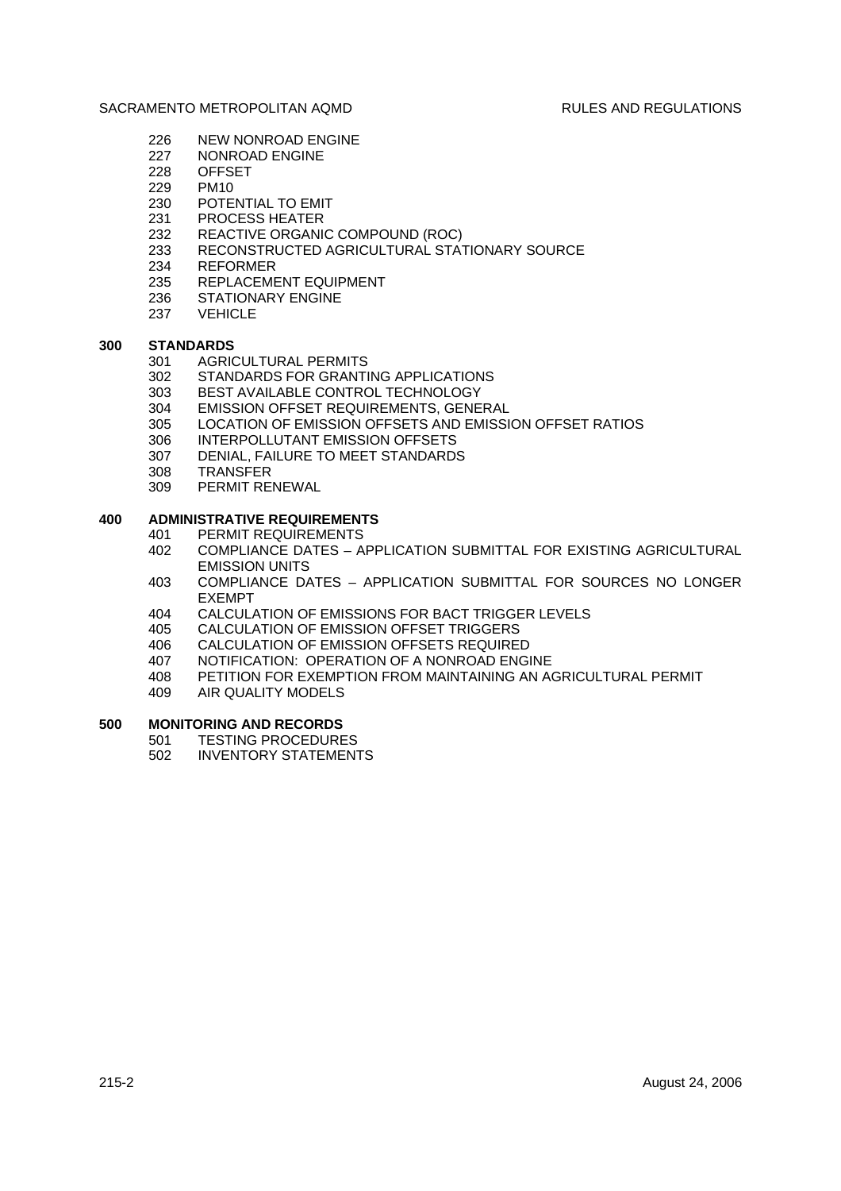226 NEW NONROAD ENGINE
227 NONROAD ENGINE
228 OFFSET
229 PM10
230 POTENTIAL TO EMIT
231 PROCESS HEATER
232 REACTIVE ORGANIC COMPOUND (ROC)
233 RECONSTRUCTED AGRICULTURAL STATIONARY SOURCE
234 REFORMER
235 REPLACEMENT EQUIPMENT
236 STATIONARY ENGINE
237 VEHICLE

**300 STANDARDS**

301 AGRICULTURAL PERMITS
302 STANDARDS FOR GRANTING APPLICATIONS
303 BEST AVAILABLE CONTROL TECHNOLOGY
304 EMISSION OFFSET REQUIREMENTS, GENERAL
305 LOCATION OF EMISSION OFFSETS AND EMISSION OFFSET RATIOS
306 INTERPOLLUTANT EMISSION OFFSETS
307 DENIAL, FAILURE TO MEET STANDARDS
308 TRANSFER
309 PERMIT RENEWAL

**400 ADMINISTRATIVE REQUIREMENTS**

401 PERMIT REQUIREMENTS
402 COMPLIANCE DATES – APPLICATION SUBMITTAL FOR EXISTING AGRICULTURAL EMISSION UNITS
403 COMPLIANCE DATES – APPLICATION SUBMITTAL FOR SOURCES NO LONGER EXEMPT
404 CALCULATION OF EMISSIONS FOR BACT TRIGGER LEVELS
405 CALCULATION OF EMISSION OFFSET TRIGGERS
406 CALCULATION OF EMISSION OFFSETS REQUIRED
407 NOTIFICATION: OPERATION OF A NONROAD ENGINE
408 PETITION FOR EXEMPTION FROM MAINTAINING AN AGRICULTURAL PERMIT
409 AIR QUALITY MODELS

**500 MONITORING AND RECORDS**

501 TESTING PROCEDURES
502 INVENTORY STATEMENTS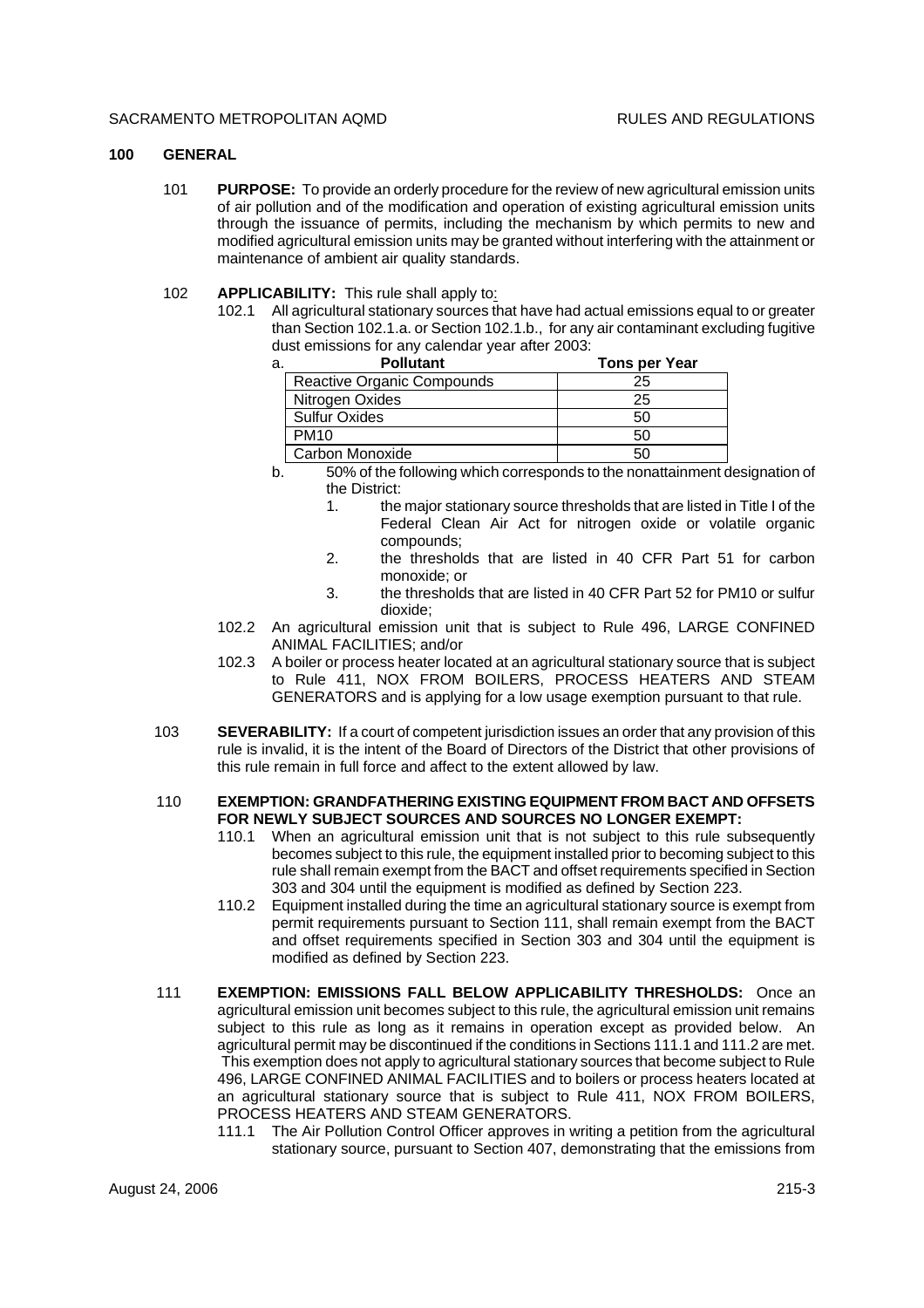## 100 GENERAL

101 **PURPOSE:** To provide an orderly procedure for the review of new agricultural emission units of air pollution and of the modification and operation of existing agricultural emission units through the issuance of permits, including the mechanism by which permits to new and modified agricultural emission units may be granted without interfering with the attainment or maintenance of ambient air quality standards.

102 **APPLICABILITY:** This rule shall apply to:

102.1 All agricultural stationary sources that have had actual emissions equal to or greater than Section 102.1.a. or Section 102.1.b., for any air contaminant excluding fugitive dust emissions for any calendar year after 2003:

a.

| Pollutant | Tons per Year |
|---|---|
| Reactive Organic Compounds | 25 |
| Nitrogen Oxides | 25 |
| Sulfur Oxides | 50 |
| PM10 | 50 |
| Carbon Monoxide | 50 |

b. 50% of the following which corresponds to the nonattainment designation of the District:

1. the major stationary source thresholds that are listed in Title I of the Federal Clean Air Act for nitrogen oxide or volatile organic compounds;
2. the thresholds that are listed in 40 CFR Part 51 for carbon monoxide; or
3. the thresholds that are listed in 40 CFR Part 52 for PM10 or sulfur dioxide;

102.2 An agricultural emission unit that is subject to Rule 496, LARGE CONFINED ANIMAL FACILITIES; and/or

102.3 A boiler or process heater located at an agricultural stationary source that is subject to Rule 411, NOX FROM BOILERS, PROCESS HEATERS AND STEAM GENERATORS and is applying for a low usage exemption pursuant to that rule.

103 **SEVERABILITY:** If a court of competent jurisdiction issues an order that any provision of this rule is invalid, it is the intent of the Board of Directors of the District that other provisions of this rule remain in full force and affect to the extent allowed by law.

110 **EXEMPTION: GRANDFATHERING EXISTING EQUIPMENT FROM BACT AND OFFSETS FOR NEWLY SUBJECT SOURCES AND SOURCES NO LONGER EXEMPT:**

110.1 When an agricultural emission unit that is not subject to this rule subsequently becomes subject to this rule, the equipment installed prior to becoming subject to this rule shall remain exempt from the BACT and offset requirements specified in Section 303 and 304 until the equipment is modified as defined by Section 223.

110.2 Equipment installed during the time an agricultural stationary source is exempt from permit requirements pursuant to Section 111, shall remain exempt from the BACT and offset requirements specified in Section 303 and 304 until the equipment is modified as defined by Section 223.

111 **EXEMPTION: EMISSIONS FALL BELOW APPLICABILITY THRESHOLDS:** Once an agricultural emission unit becomes subject to this rule, the agricultural emission unit remains subject to this rule as long as it remains in operation except as provided below. An agricultural permit may be discontinued if the conditions in Sections 111.1 and 111.2 are met. This exemption does not apply to agricultural stationary sources that become subject to Rule 496, LARGE CONFINED ANIMAL FACILITIES and to boilers or process heaters located at an agricultural stationary source that is subject to Rule 411, NOX FROM BOILERS, PROCESS HEATERS AND STEAM GENERATORS.

111.1 The Air Pollution Control Officer approves in writing a petition from the agricultural stationary source, pursuant to Section 407, demonstrating that the emissions from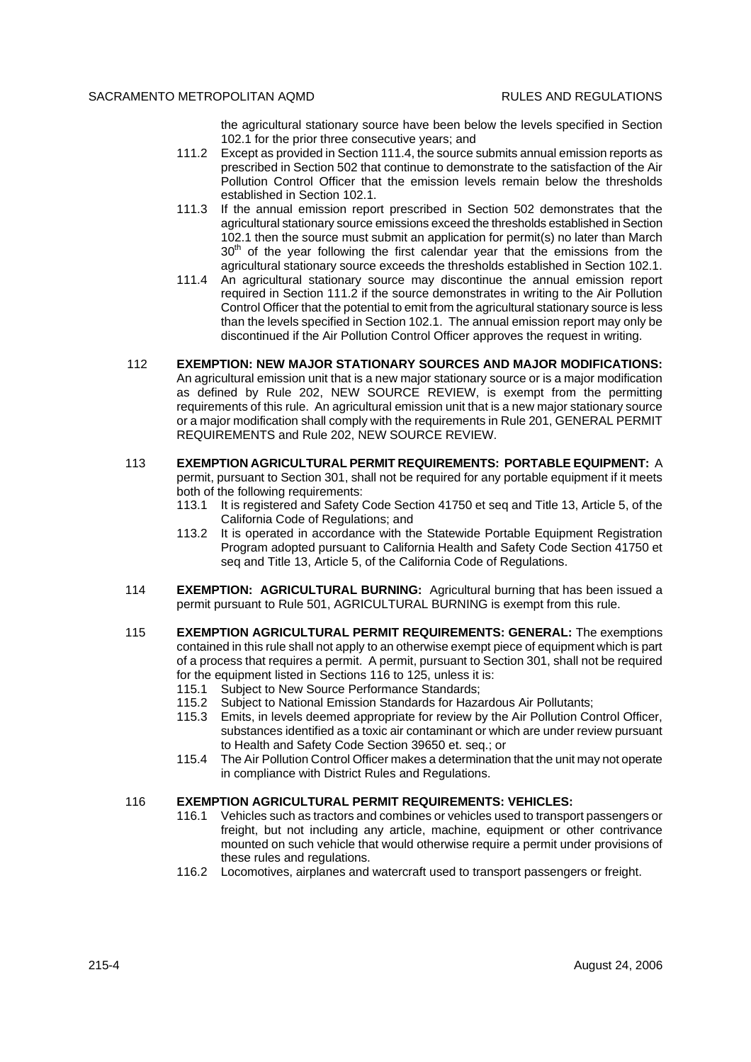the agricultural stationary source have been below the levels specified in Section 102.1 for the prior three consecutive years; and

111.2 Except as provided in Section 111.4, the source submits annual emission reports as prescribed in Section 502 that continue to demonstrate to the satisfaction of the Air Pollution Control Officer that the emission levels remain below the thresholds established in Section 102.1.

111.3 If the annual emission report prescribed in Section 502 demonstrates that the agricultural stationary source emissions exceed the thresholds established in Section 102.1 then the source must submit an application for permit(s) no later than March 30th of the year following the first calendar year that the emissions from the agricultural stationary source exceeds the thresholds established in Section 102.1.

111.4 An agricultural stationary source may discontinue the annual emission report required in Section 111.2 if the source demonstrates in writing to the Air Pollution Control Officer that the potential to emit from the agricultural stationary source is less than the levels specified in Section 102.1. The annual emission report may only be discontinued if the Air Pollution Control Officer approves the request in writing.

112 **EXEMPTION: NEW MAJOR STATIONARY SOURCES AND MAJOR MODIFICATIONS:** An agricultural emission unit that is a new major stationary source or is a major modification as defined by Rule 202, NEW SOURCE REVIEW, is exempt from the permitting requirements of this rule. An agricultural emission unit that is a new major stationary source or a major modification shall comply with the requirements in Rule 201, GENERAL PERMIT REQUIREMENTS and Rule 202, NEW SOURCE REVIEW.

113 **EXEMPTION AGRICULTURAL PERMIT REQUIREMENTS: PORTABLE EQUIPMENT:** A permit, pursuant to Section 301, shall not be required for any portable equipment if it meets both of the following requirements:

113.1 It is registered and Safety Code Section 41750 et seq and Title 13, Article 5, of the California Code of Regulations; and

113.2 It is operated in accordance with the Statewide Portable Equipment Registration Program adopted pursuant to California Health and Safety Code Section 41750 et seq and Title 13, Article 5, of the California Code of Regulations.

114 **EXEMPTION: AGRICULTURAL BURNING:** Agricultural burning that has been issued a permit pursuant to Rule 501, AGRICULTURAL BURNING is exempt from this rule.

115 **EXEMPTION AGRICULTURAL PERMIT REQUIREMENTS: GENERAL:** The exemptions contained in this rule shall not apply to an otherwise exempt piece of equipment which is part of a process that requires a permit. A permit, pursuant to Section 301, shall not be required for the equipment listed in Sections 116 to 125, unless it is:

115.1 Subject to New Source Performance Standards;

115.2 Subject to National Emission Standards for Hazardous Air Pollutants;

115.3 Emits, in levels deemed appropriate for review by the Air Pollution Control Officer, substances identified as a toxic air contaminant or which are under review pursuant to Health and Safety Code Section 39650 et. seq.; or

115.4 The Air Pollution Control Officer makes a determination that the unit may not operate in compliance with District Rules and Regulations.

116 **EXEMPTION AGRICULTURAL PERMIT REQUIREMENTS: VEHICLES:**

116.1 Vehicles such as tractors and combines or vehicles used to transport passengers or freight, but not including any article, machine, equipment or other contrivance mounted on such vehicle that would otherwise require a permit under provisions of these rules and regulations.

116.2 Locomotives, airplanes and watercraft used to transport passengers or freight.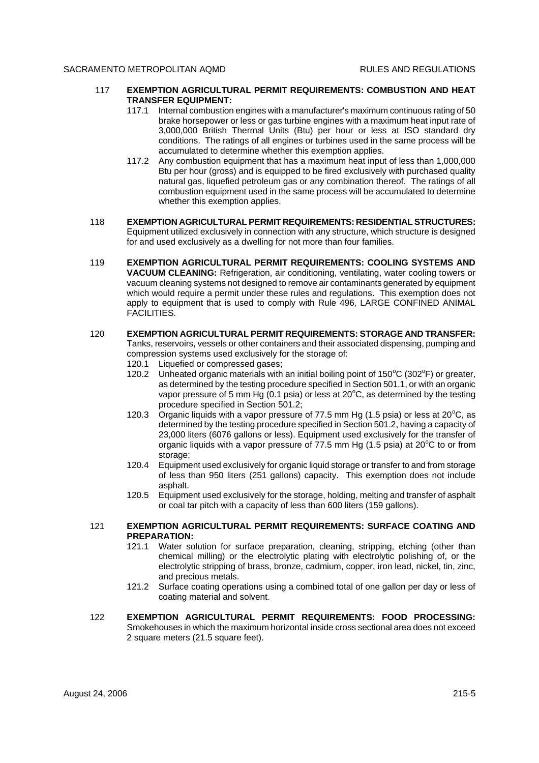117 **EXEMPTION AGRICULTURAL PERMIT REQUIREMENTS: COMBUSTION AND HEAT TRANSFER EQUIPMENT:**

117.1 Internal combustion engines with a manufacturer's maximum continuous rating of 50 brake horsepower or less or gas turbine engines with a maximum heat input rate of 3,000,000 British Thermal Units (Btu) per hour or less at ISO standard dry conditions. The ratings of all engines or turbines used in the same process will be accumulated to determine whether this exemption applies.

117.2 Any combustion equipment that has a maximum heat input of less than 1,000,000 Btu per hour (gross) and is equipped to be fired exclusively with purchased quality natural gas, liquefied petroleum gas or any combination thereof. The ratings of all combustion equipment used in the same process will be accumulated to determine whether this exemption applies.

118 **EXEMPTION AGRICULTURAL PERMIT REQUIREMENTS: RESIDENTIAL STRUCTURES:** Equipment utilized exclusively in connection with any structure, which structure is designed for and used exclusively as a dwelling for not more than four families.

119 **EXEMPTION AGRICULTURAL PERMIT REQUIREMENTS: COOLING SYSTEMS AND VACUUM CLEANING:** Refrigeration, air conditioning, ventilating, water cooling towers or vacuum cleaning systems not designed to remove air contaminants generated by equipment which would require a permit under these rules and regulations. This exemption does not apply to equipment that is used to comply with Rule 496, LARGE CONFINED ANIMAL FACILITIES.

120 **EXEMPTION AGRICULTURAL PERMIT REQUIREMENTS: STORAGE AND TRANSFER:** Tanks, reservoirs, vessels or other containers and their associated dispensing, pumping and compression systems used exclusively for the storage of:

120.1 Liquefied or compressed gases;

120.2 Unheated organic materials with an initial boiling point of 150°C (302°F) or greater, as determined by the testing procedure specified in Section 501.1, or with an organic vapor pressure of 5 mm Hg (0.1 psia) or less at 20°C, as determined by the testing procedure specified in Section 501.2;

120.3 Organic liquids with a vapor pressure of 77.5 mm Hg (1.5 psia) or less at 20°C, as determined by the testing procedure specified in Section 501.2, having a capacity of 23,000 liters (6076 gallons or less). Equipment used exclusively for the transfer of organic liquids with a vapor pressure of 77.5 mm Hg (1.5 psia) at 20°C to or from storage;

120.4 Equipment used exclusively for organic liquid storage or transfer to and from storage of less than 950 liters (251 gallons) capacity. This exemption does not include asphalt.

120.5 Equipment used exclusively for the storage, holding, melting and transfer of asphalt or coal tar pitch with a capacity of less than 600 liters (159 gallons).

121 **EXEMPTION AGRICULTURAL PERMIT REQUIREMENTS: SURFACE COATING AND PREPARATION:**

121.1 Water solution for surface preparation, cleaning, stripping, etching (other than chemical milling) or the electrolytic plating with electrolytic polishing of, or the electrolytic stripping of brass, bronze, cadmium, copper, iron lead, nickel, tin, zinc, and precious metals.

121.2 Surface coating operations using a combined total of one gallon per day or less of coating material and solvent.

122 **EXEMPTION AGRICULTURAL PERMIT REQUIREMENTS: FOOD PROCESSING:** Smokehouses in which the maximum horizontal inside cross sectional area does not exceed 2 square meters (21.5 square feet).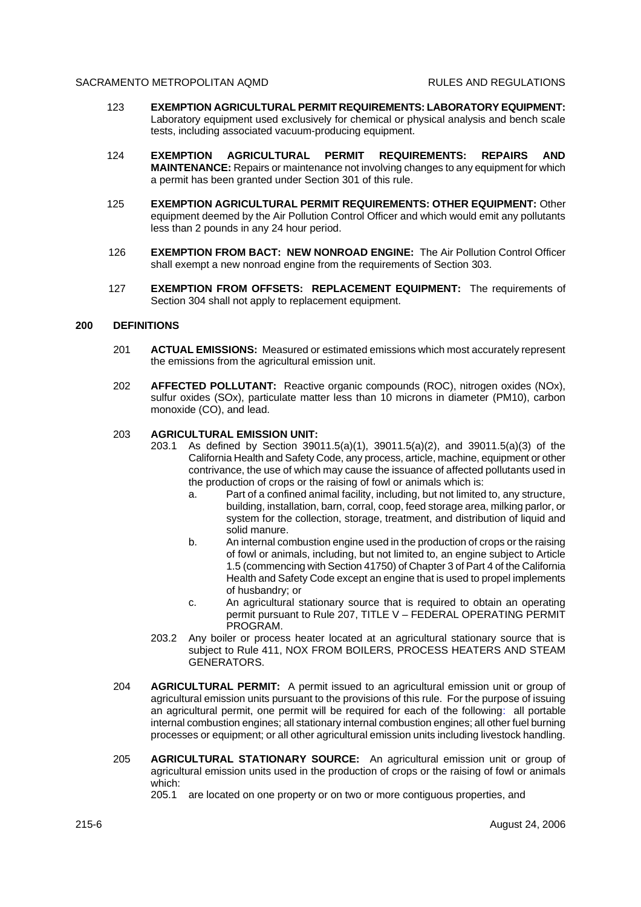123 **EXEMPTION AGRICULTURAL PERMIT REQUIREMENTS: LABORATORY EQUIPMENT:** Laboratory equipment used exclusively for chemical or physical analysis and bench scale tests, including associated vacuum-producing equipment.

124 **EXEMPTION AGRICULTURAL PERMIT REQUIREMENTS: REPAIRS AND MAINTENANCE:** Repairs or maintenance not involving changes to any equipment for which a permit has been granted under Section 301 of this rule.

125 **EXEMPTION AGRICULTURAL PERMIT REQUIREMENTS: OTHER EQUIPMENT:** Other equipment deemed by the Air Pollution Control Officer and which would emit any pollutants less than 2 pounds in any 24 hour period.

126 **EXEMPTION FROM BACT: NEW NONROAD ENGINE:** The Air Pollution Control Officer shall exempt a new nonroad engine from the requirements of Section 303.

127 **EXEMPTION FROM OFFSETS: REPLACEMENT EQUIPMENT:** The requirements of Section 304 shall not apply to replacement equipment.

## 200 DEFINITIONS

201 **ACTUAL EMISSIONS:** Measured or estimated emissions which most accurately represent the emissions from the agricultural emission unit.

202 **AFFECTED POLLUTANT:** Reactive organic compounds (ROC), nitrogen oxides (NOx), sulfur oxides (SOx), particulate matter less than 10 microns in diameter (PM10), carbon monoxide (CO), and lead.

203 **AGRICULTURAL EMISSION UNIT:**

203.1 As defined by Section 39011.5(a)(1), 39011.5(a)(2), and 39011.5(a)(3) of the California Health and Safety Code, any process, article, machine, equipment or other contrivance, the use of which may cause the issuance of affected pollutants used in the production of crops or the raising of fowl or animals which is:

a. Part of a confined animal facility, including, but not limited to, any structure, building, installation, barn, corral, coop, feed storage area, milking parlor, or system for the collection, storage, treatment, and distribution of liquid and solid manure.

b. An internal combustion engine used in the production of crops or the raising of fowl or animals, including, but not limited to, an engine subject to Article 1.5 (commencing with Section 41750) of Chapter 3 of Part 4 of the California Health and Safety Code except an engine that is used to propel implements of husbandry; or

c. An agricultural stationary source that is required to obtain an operating permit pursuant to Rule 207, TITLE V – FEDERAL OPERATING PERMIT PROGRAM.

203.2 Any boiler or process heater located at an agricultural stationary source that is subject to Rule 411, NOX FROM BOILERS, PROCESS HEATERS AND STEAM GENERATORS.

204 **AGRICULTURAL PERMIT:** A permit issued to an agricultural emission unit or group of agricultural emission units pursuant to the provisions of this rule. For the purpose of issuing an agricultural permit, one permit will be required for each of the following: all portable internal combustion engines; all stationary internal combustion engines; all other fuel burning processes or equipment; or all other agricultural emission units including livestock handling.

205 **AGRICULTURAL STATIONARY SOURCE:** An agricultural emission unit or group of agricultural emission units used in the production of crops or the raising of fowl or animals which:

205.1 are located on one property or on two or more contiguous properties, and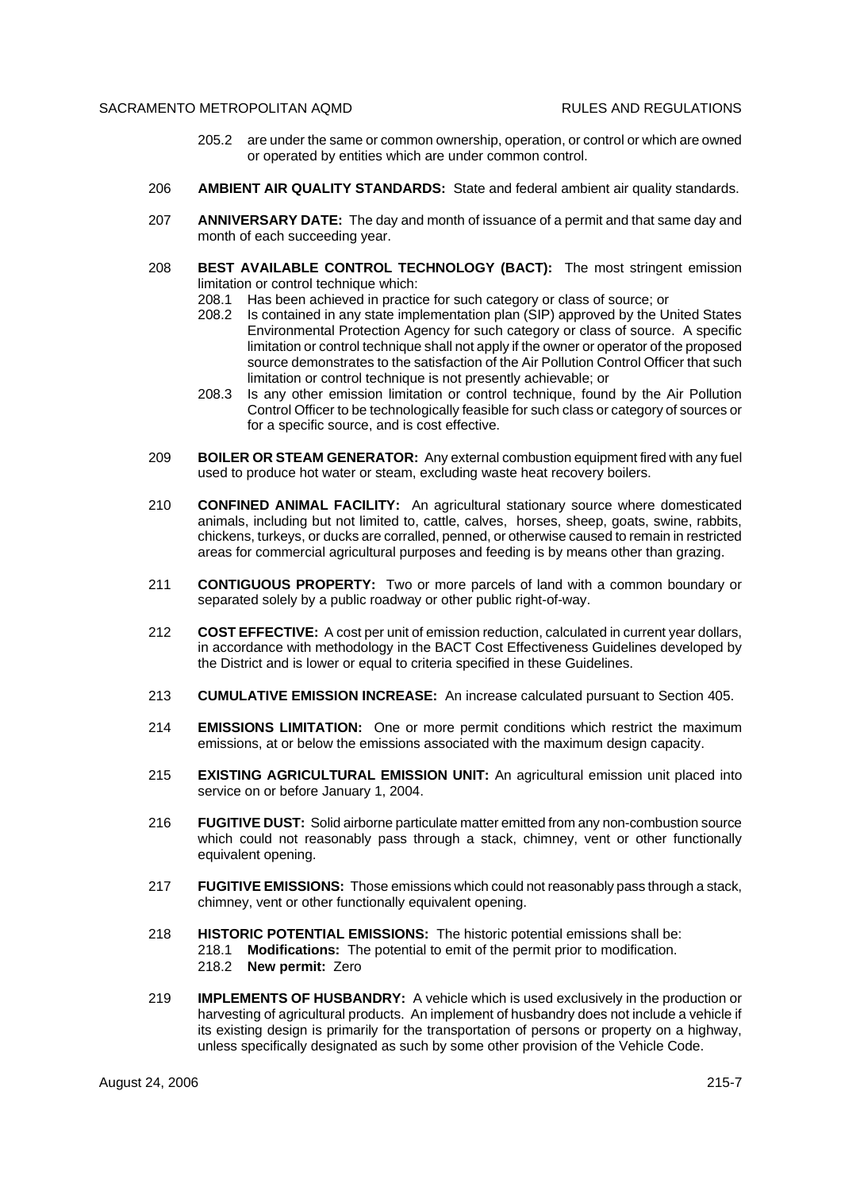205.2 are under the same or common ownership, operation, or control or which are owned or operated by entities which are under common control.

206 **AMBIENT AIR QUALITY STANDARDS:** State and federal ambient air quality standards.

207 **ANNIVERSARY DATE:** The day and month of issuance of a permit and that same day and month of each succeeding year.

208 **BEST AVAILABLE CONTROL TECHNOLOGY (BACT):** The most stringent emission limitation or control technique which:

208.1 Has been achieved in practice for such category or class of source; or

208.2 Is contained in any state implementation plan (SIP) approved by the United States Environmental Protection Agency for such category or class of source. A specific limitation or control technique shall not apply if the owner or operator of the proposed source demonstrates to the satisfaction of the Air Pollution Control Officer that such limitation or control technique is not presently achievable; or

208.3 Is any other emission limitation or control technique, found by the Air Pollution Control Officer to be technologically feasible for such class or category of sources or for a specific source, and is cost effective.

209 **BOILER OR STEAM GENERATOR:** Any external combustion equipment fired with any fuel used to produce hot water or steam, excluding waste heat recovery boilers.

210 **CONFINED ANIMAL FACILITY:** An agricultural stationary source where domesticated animals, including but not limited to, cattle, calves, horses, sheep, goats, swine, rabbits, chickens, turkeys, or ducks are corralled, penned, or otherwise caused to remain in restricted areas for commercial agricultural purposes and feeding is by means other than grazing.

211 **CONTIGUOUS PROPERTY:** Two or more parcels of land with a common boundary or separated solely by a public roadway or other public right-of-way.

212 **COST EFFECTIVE:** A cost per unit of emission reduction, calculated in current year dollars, in accordance with methodology in the BACT Cost Effectiveness Guidelines developed by the District and is lower or equal to criteria specified in these Guidelines.

213 **CUMULATIVE EMISSION INCREASE:** An increase calculated pursuant to Section 405.

214 **EMISSIONS LIMITATION:** One or more permit conditions which restrict the maximum emissions, at or below the emissions associated with the maximum design capacity.

215 **EXISTING AGRICULTURAL EMISSION UNIT:** An agricultural emission unit placed into service on or before January 1, 2004.

216 **FUGITIVE DUST:** Solid airborne particulate matter emitted from any non-combustion source which could not reasonably pass through a stack, chimney, vent or other functionally equivalent opening.

217 **FUGITIVE EMISSIONS:** Those emissions which could not reasonably pass through a stack, chimney, vent or other functionally equivalent opening.

218 **HISTORIC POTENTIAL EMISSIONS:** The historic potential emissions shall be:

218.1 **Modifications:** The potential to emit of the permit prior to modification.

218.2 **New permit:** Zero

219 **IMPLEMENTS OF HUSBANDRY:** A vehicle which is used exclusively in the production or harvesting of agricultural products. An implement of husbandry does not include a vehicle if its existing design is primarily for the transportation of persons or property on a highway, unless specifically designated as such by some other provision of the Vehicle Code.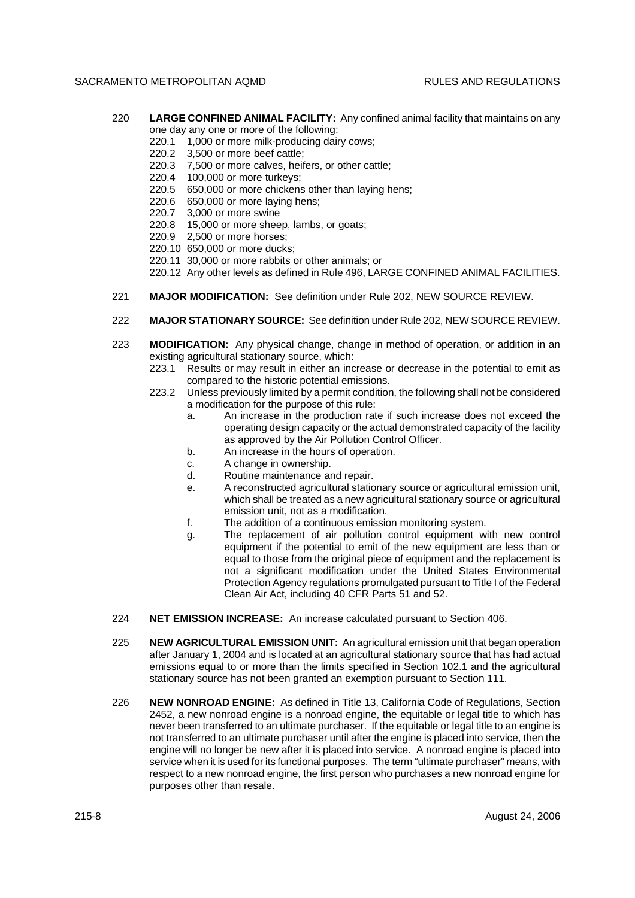220 **LARGE CONFINED ANIMAL FACILITY:** Any confined animal facility that maintains on any one day any one or more of the following:

220.1 1,000 or more milk-producing dairy cows;
220.2 3,500 or more beef cattle;
220.3 7,500 or more calves, heifers, or other cattle;
220.4 100,000 or more turkeys;
220.5 650,000 or more chickens other than laying hens;
220.6 650,000 or more laying hens;
220.7 3,000 or more swine
220.8 15,000 or more sheep, lambs, or goats;
220.9 2,500 or more horses;
220.10 650,000 or more ducks;
220.11 30,000 or more rabbits or other animals; or
220.12 Any other levels as defined in Rule 496, LARGE CONFINED ANIMAL FACILITIES.

221 **MAJOR MODIFICATION:** See definition under Rule 202, NEW SOURCE REVIEW.

222 **MAJOR STATIONARY SOURCE:** See definition under Rule 202, NEW SOURCE REVIEW.

223 **MODIFICATION:** Any physical change, change in method of operation, or addition in an existing agricultural stationary source, which:

223.1 Results or may result in either an increase or decrease in the potential to emit as compared to the historic potential emissions.

223.2 Unless previously limited by a permit condition, the following shall not be considered a modification for the purpose of this rule:

a. An increase in the production rate if such increase does not exceed the operating design capacity or the actual demonstrated capacity of the facility as approved by the Air Pollution Control Officer.
b. An increase in the hours of operation.
c. A change in ownership.
d. Routine maintenance and repair.
e. A reconstructed agricultural stationary source or agricultural emission unit, which shall be treated as a new agricultural stationary source or agricultural emission unit, not as a modification.
f. The addition of a continuous emission monitoring system.
g. The replacement of air pollution control equipment with new control equipment if the potential to emit of the new equipment are less than or equal to those from the original piece of equipment and the replacement is not a significant modification under the United States Environmental Protection Agency regulations promulgated pursuant to Title I of the Federal Clean Air Act, including 40 CFR Parts 51 and 52.

224 **NET EMISSION INCREASE:** An increase calculated pursuant to Section 406.

225 **NEW AGRICULTURAL EMISSION UNIT:** An agricultural emission unit that began operation after January 1, 2004 and is located at an agricultural stationary source that has had actual emissions equal to or more than the limits specified in Section 102.1 and the agricultural stationary source has not been granted an exemption pursuant to Section 111.

226 **NEW NONROAD ENGINE:** As defined in Title 13, California Code of Regulations, Section 2452, a new nonroad engine is a nonroad engine, the equitable or legal title to which has never been transferred to an ultimate purchaser. If the equitable or legal title to an engine is not transferred to an ultimate purchaser until after the engine is placed into service, then the engine will no longer be new after it is placed into service. A nonroad engine is placed into service when it is used for its functional purposes. The term "ultimate purchaser" means, with respect to a new nonroad engine, the first person who purchases a new nonroad engine for purposes other than resale.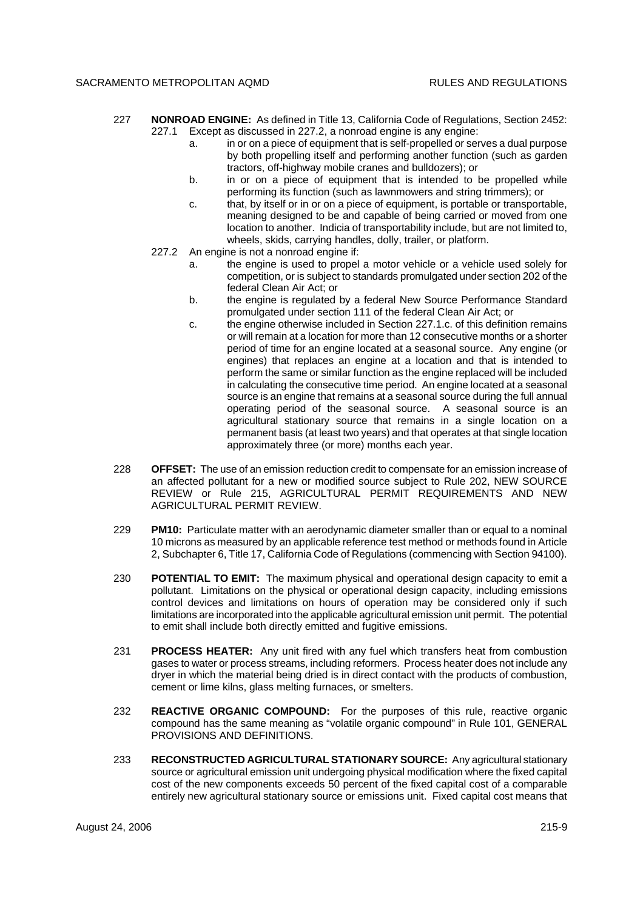227 **NONROAD ENGINE:** As defined in Title 13, California Code of Regulations, Section 2452:

227.1 Except as discussed in 227.2, a nonroad engine is any engine:

a. in or on a piece of equipment that is self-propelled or serves a dual purpose by both propelling itself and performing another function (such as garden tractors, off-highway mobile cranes and bulldozers); or

b. in or on a piece of equipment that is intended to be propelled while performing its function (such as lawnmowers and string trimmers); or

c. that, by itself or in or on a piece of equipment, is portable or transportable, meaning designed to be and capable of being carried or moved from one location to another. Indicia of transportability include, but are not limited to, wheels, skids, carrying handles, dolly, trailer, or platform.

227.2 An engine is not a nonroad engine if:

a. the engine is used to propel a motor vehicle or a vehicle used solely for competition, or is subject to standards promulgated under section 202 of the federal Clean Air Act; or

b. the engine is regulated by a federal New Source Performance Standard promulgated under section 111 of the federal Clean Air Act; or

c. the engine otherwise included in Section 227.1.c. of this definition remains or will remain at a location for more than 12 consecutive months or a shorter period of time for an engine located at a seasonal source. Any engine (or engines) that replaces an engine at a location and that is intended to perform the same or similar function as the engine replaced will be included in calculating the consecutive time period. An engine located at a seasonal source is an engine that remains at a seasonal source during the full annual operating period of the seasonal source. A seasonal source is an agricultural stationary source that remains in a single location on a permanent basis (at least two years) and that operates at that single location approximately three (or more) months each year.

228 **OFFSET:** The use of an emission reduction credit to compensate for an emission increase of an affected pollutant for a new or modified source subject to Rule 202, NEW SOURCE REVIEW or Rule 215, AGRICULTURAL PERMIT REQUIREMENTS AND NEW AGRICULTURAL PERMIT REVIEW.

229 **PM10:** Particulate matter with an aerodynamic diameter smaller than or equal to a nominal 10 microns as measured by an applicable reference test method or methods found in Article 2, Subchapter 6, Title 17, California Code of Regulations (commencing with Section 94100).

230 **POTENTIAL TO EMIT:** The maximum physical and operational design capacity to emit a pollutant. Limitations on the physical or operational design capacity, including emissions control devices and limitations on hours of operation may be considered only if such limitations are incorporated into the applicable agricultural emission unit permit. The potential to emit shall include both directly emitted and fugitive emissions.

231 **PROCESS HEATER:** Any unit fired with any fuel which transfers heat from combustion gases to water or process streams, including reformers. Process heater does not include any dryer in which the material being dried is in direct contact with the products of combustion, cement or lime kilns, glass melting furnaces, or smelters.

232 **REACTIVE ORGANIC COMPOUND:** For the purposes of this rule, reactive organic compound has the same meaning as "volatile organic compound" in Rule 101, GENERAL PROVISIONS AND DEFINITIONS.

233 **RECONSTRUCTED AGRICULTURAL STATIONARY SOURCE:** Any agricultural stationary source or agricultural emission unit undergoing physical modification where the fixed capital cost of the new components exceeds 50 percent of the fixed capital cost of a comparable entirely new agricultural stationary source or emissions unit. Fixed capital cost means that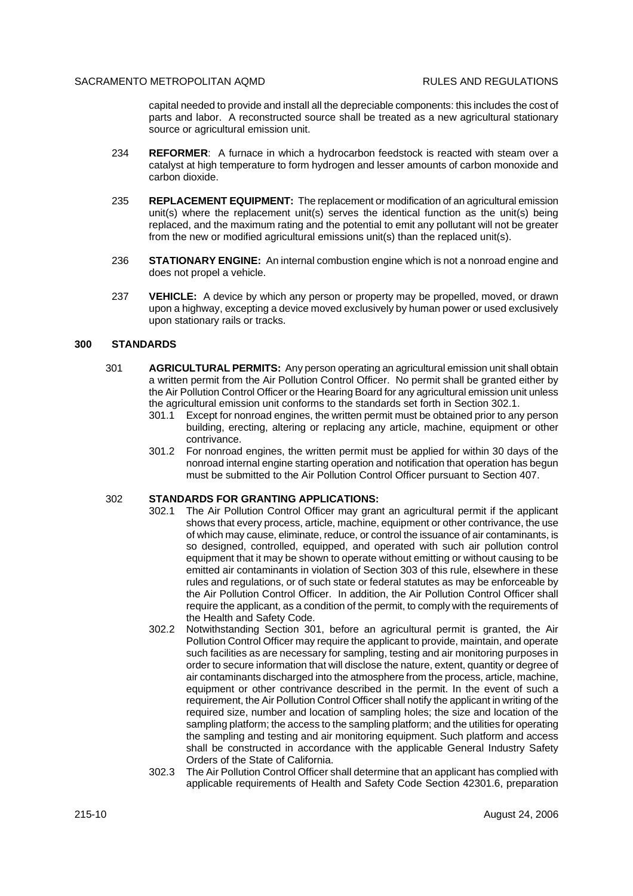capital needed to provide and install all the depreciable components: this includes the cost of parts and labor. A reconstructed source shall be treated as a new agricultural stationary source or agricultural emission unit.

234 **REFORMER**: A furnace in which a hydrocarbon feedstock is reacted with steam over a catalyst at high temperature to form hydrogen and lesser amounts of carbon monoxide and carbon dioxide.

235 **REPLACEMENT EQUIPMENT:** The replacement or modification of an agricultural emission unit(s) where the replacement unit(s) serves the identical function as the unit(s) being replaced, and the maximum rating and the potential to emit any pollutant will not be greater from the new or modified agricultural emissions unit(s) than the replaced unit(s).

236 **STATIONARY ENGINE:** An internal combustion engine which is not a nonroad engine and does not propel a vehicle.

237 **VEHICLE:** A device by which any person or property may be propelled, moved, or drawn upon a highway, excepting a device moved exclusively by human power or used exclusively upon stationary rails or tracks.

## 300 STANDARDS

301 **AGRICULTURAL PERMITS:** Any person operating an agricultural emission unit shall obtain a written permit from the Air Pollution Control Officer. No permit shall be granted either by the Air Pollution Control Officer or the Hearing Board for any agricultural emission unit unless the agricultural emission unit conforms to the standards set forth in Section 302.1.

301.1 Except for nonroad engines, the written permit must be obtained prior to any person building, erecting, altering or replacing any article, machine, equipment or other contrivance.

301.2 For nonroad engines, the written permit must be applied for within 30 days of the nonroad internal engine starting operation and notification that operation has begun must be submitted to the Air Pollution Control Officer pursuant to Section 407.

302 **STANDARDS FOR GRANTING APPLICATIONS:**

302.1 The Air Pollution Control Officer may grant an agricultural permit if the applicant shows that every process, article, machine, equipment or other contrivance, the use of which may cause, eliminate, reduce, or control the issuance of air contaminants, is so designed, controlled, equipped, and operated with such air pollution control equipment that it may be shown to operate without emitting or without causing to be emitted air contaminants in violation of Section 303 of this rule, elsewhere in these rules and regulations, or of such state or federal statutes as may be enforceable by the Air Pollution Control Officer. In addition, the Air Pollution Control Officer shall require the applicant, as a condition of the permit, to comply with the requirements of the Health and Safety Code.

302.2 Notwithstanding Section 301, before an agricultural permit is granted, the Air Pollution Control Officer may require the applicant to provide, maintain, and operate such facilities as are necessary for sampling, testing and air monitoring purposes in order to secure information that will disclose the nature, extent, quantity or degree of air contaminants discharged into the atmosphere from the process, article, machine, equipment or other contrivance described in the permit. In the event of such a requirement, the Air Pollution Control Officer shall notify the applicant in writing of the required size, number and location of sampling holes; the size and location of the sampling platform; the access to the sampling platform; and the utilities for operating the sampling and testing and air monitoring equipment. Such platform and access shall be constructed in accordance with the applicable General Industry Safety Orders of the State of California.

302.3 The Air Pollution Control Officer shall determine that an applicant has complied with applicable requirements of Health and Safety Code Section 42301.6, preparation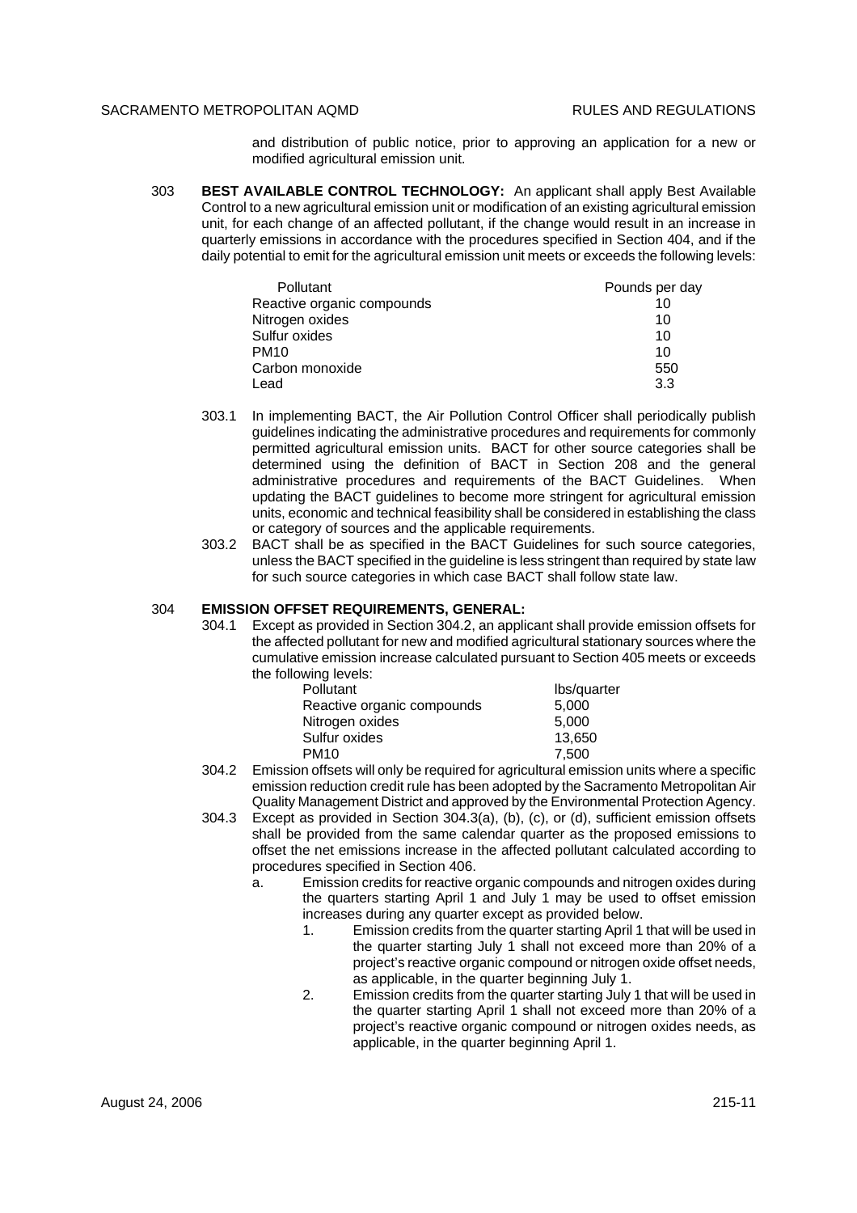and distribution of public notice, prior to approving an application for a new or modified agricultural emission unit.

303 **BEST AVAILABLE CONTROL TECHNOLOGY:** An applicant shall apply Best Available Control to a new agricultural emission unit or modification of an existing agricultural emission unit, for each change of an affected pollutant, if the change would result in an increase in quarterly emissions in accordance with the procedures specified in Section 404, and if the daily potential to emit for the agricultural emission unit meets or exceeds the following levels:

| Pollutant | Pounds per day |
|---|---|
| Reactive organic compounds | 10 |
| Nitrogen oxides | 10 |
| Sulfur oxides | 10 |
| PM10 | 10 |
| Carbon monoxide | 550 |
| Lead | 3.3 |

303.1 In implementing BACT, the Air Pollution Control Officer shall periodically publish guidelines indicating the administrative procedures and requirements for commonly permitted agricultural emission units. BACT for other source categories shall be determined using the definition of BACT in Section 208 and the general administrative procedures and requirements of the BACT Guidelines. When updating the BACT guidelines to become more stringent for agricultural emission units, economic and technical feasibility shall be considered in establishing the class or category of sources and the applicable requirements.

303.2 BACT shall be as specified in the BACT Guidelines for such source categories, unless the BACT specified in the guideline is less stringent than required by state law for such source categories in which case BACT shall follow state law.

304 **EMISSION OFFSET REQUIREMENTS, GENERAL:**

304.1 Except as provided in Section 304.2, an applicant shall provide emission offsets for the affected pollutant for new and modified agricultural stationary sources where the cumulative emission increase calculated pursuant to Section 405 meets or exceeds the following levels:

| Pollutant | lbs/quarter |
|---|---|
| Reactive organic compounds | 5,000 |
| Nitrogen oxides | 5,000 |
| Sulfur oxides | 13,650 |
| PM10 | 7,500 |

304.2 Emission offsets will only be required for agricultural emission units where a specific emission reduction credit rule has been adopted by the Sacramento Metropolitan Air Quality Management District and approved by the Environmental Protection Agency.

304.3 Except as provided in Section 304.3(a), (b), (c), or (d), sufficient emission offsets shall be provided from the same calendar quarter as the proposed emissions to offset the net emissions increase in the affected pollutant calculated according to procedures specified in Section 406.

a. Emission credits for reactive organic compounds and nitrogen oxides during the quarters starting April 1 and July 1 may be used to offset emission increases during any quarter except as provided below.

   1. Emission credits from the quarter starting April 1 that will be used in the quarter starting July 1 shall not exceed more than 20% of a project's reactive organic compound or nitrogen oxide offset needs, as applicable, in the quarter beginning July 1.

   2. Emission credits from the quarter starting July 1 that will be used in the quarter starting April 1 shall not exceed more than 20% of a project's reactive organic compound or nitrogen oxides needs, as applicable, in the quarter beginning April 1.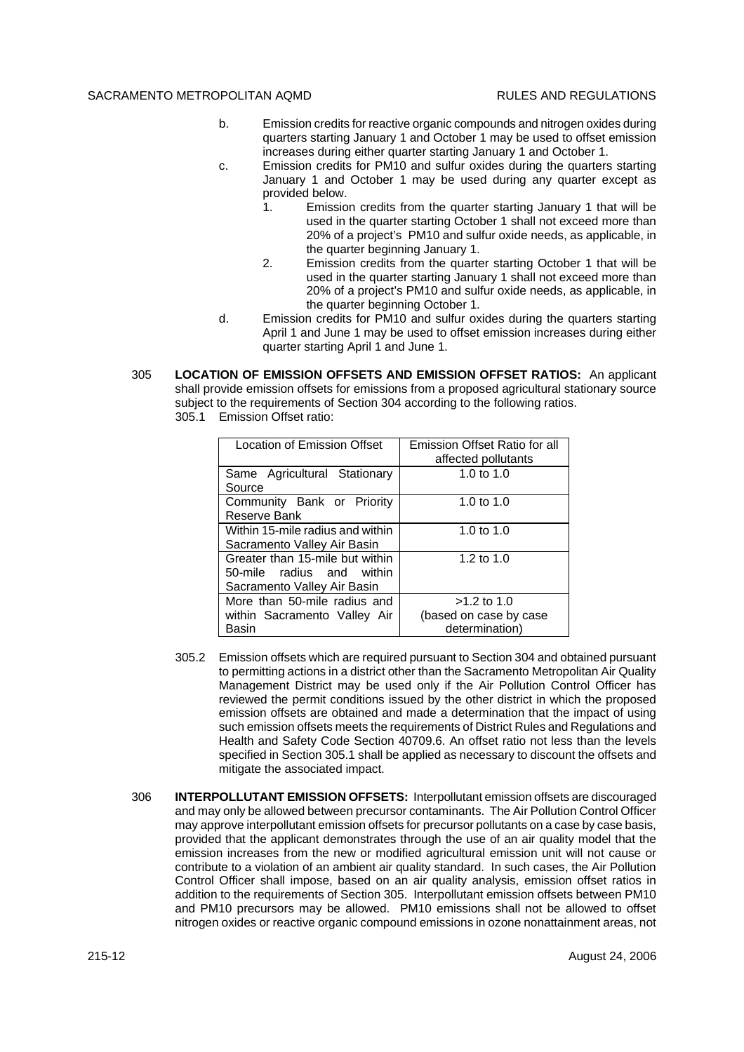b. Emission credits for reactive organic compounds and nitrogen oxides during quarters starting January 1 and October 1 may be used to offset emission increases during either quarter starting January 1 and October 1.

c. Emission credits for PM10 and sulfur oxides during the quarters starting January 1 and October 1 may be used during any quarter except as provided below.

1. Emission credits from the quarter starting January 1 that will be used in the quarter starting October 1 shall not exceed more than 20% of a project's PM10 and sulfur oxide needs, as applicable, in the quarter beginning January 1.

2. Emission credits from the quarter starting October 1 that will be used in the quarter starting January 1 shall not exceed more than 20% of a project's PM10 and sulfur oxide needs, as applicable, in the quarter beginning October 1.

d. Emission credits for PM10 and sulfur oxides during the quarters starting April 1 and June 1 may be used to offset emission increases during either quarter starting April 1 and June 1.

305 **LOCATION OF EMISSION OFFSETS AND EMISSION OFFSET RATIOS:** An applicant shall provide emission offsets for emissions from a proposed agricultural stationary source subject to the requirements of Section 304 according to the following ratios.

305.1 Emission Offset ratio:

| Location of Emission Offset | Emission Offset Ratio for all affected pollutants |
|---|---|
| Same Agricultural Stationary Source | 1.0 to 1.0 |
| Community Bank or Priority Reserve Bank | 1.0 to 1.0 |
| Within 15-mile radius and within Sacramento Valley Air Basin | 1.0 to 1.0 |
| Greater than 15-mile but within 50-mile radius and within Sacramento Valley Air Basin | 1.2 to 1.0 |
| More than 50-mile radius and within Sacramento Valley Air Basin | >1.2 to 1.0 (based on case by case determination) |

305.2 Emission offsets which are required pursuant to Section 304 and obtained pursuant to permitting actions in a district other than the Sacramento Metropolitan Air Quality Management District may be used only if the Air Pollution Control Officer has reviewed the permit conditions issued by the other district in which the proposed emission offsets are obtained and made a determination that the impact of using such emission offsets meets the requirements of District Rules and Regulations and Health and Safety Code Section 40709.6. An offset ratio not less than the levels specified in Section 305.1 shall be applied as necessary to discount the offsets and mitigate the associated impact.

306 **INTERPOLLUTANT EMISSION OFFSETS:** Interpollutant emission offsets are discouraged and may only be allowed between precursor contaminants. The Air Pollution Control Officer may approve interpollutant emission offsets for precursor pollutants on a case by case basis, provided that the applicant demonstrates through the use of an air quality model that the emission increases from the new or modified agricultural emission unit will not cause or contribute to a violation of an ambient air quality standard. In such cases, the Air Pollution Control Officer shall impose, based on an air quality analysis, emission offset ratios in addition to the requirements of Section 305. Interpollutant emission offsets between PM10 and PM10 precursors may be allowed. PM10 emissions shall not be allowed to offset nitrogen oxides or reactive organic compound emissions in ozone nonattainment areas, not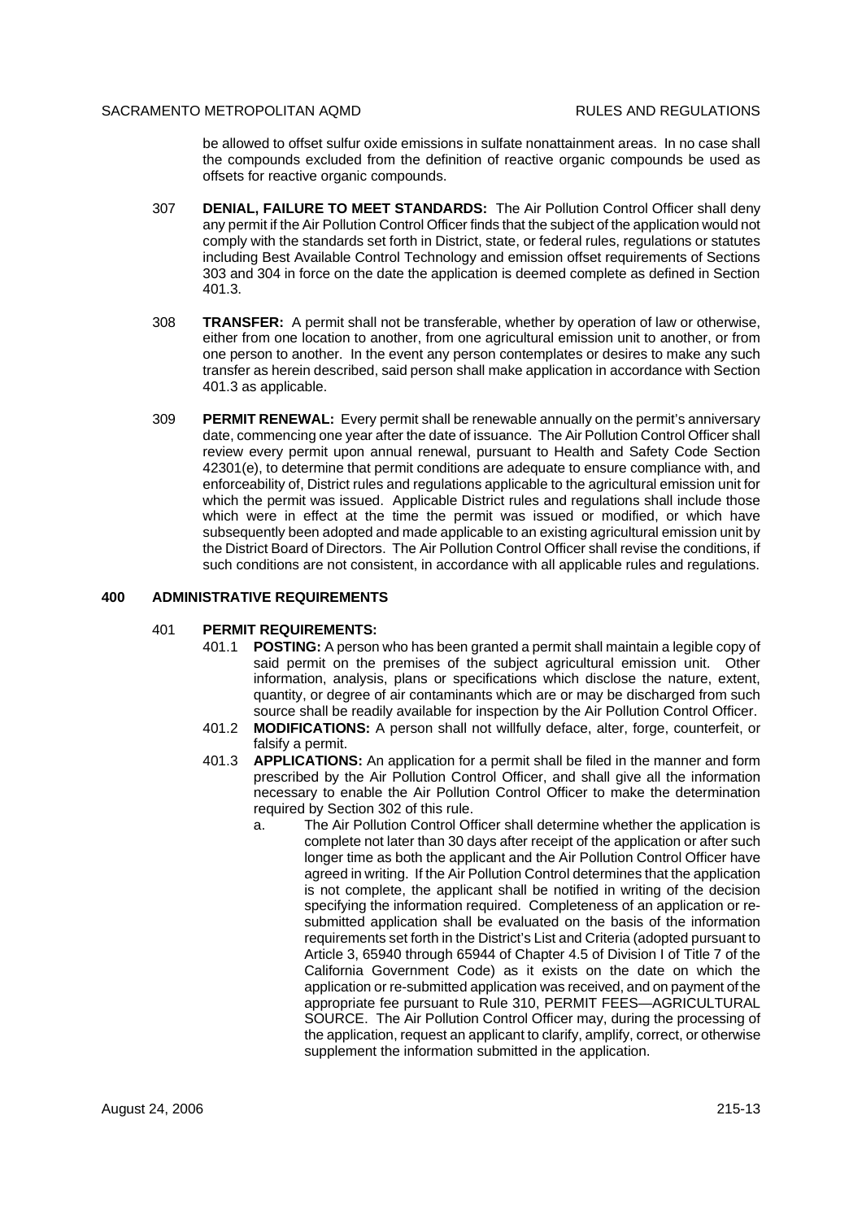be allowed to offset sulfur oxide emissions in sulfate nonattainment areas. In no case shall the compounds excluded from the definition of reactive organic compounds be used as offsets for reactive organic compounds.

307 **DENIAL, FAILURE TO MEET STANDARDS:** The Air Pollution Control Officer shall deny any permit if the Air Pollution Control Officer finds that the subject of the application would not comply with the standards set forth in District, state, or federal rules, regulations or statutes including Best Available Control Technology and emission offset requirements of Sections 303 and 304 in force on the date the application is deemed complete as defined in Section 401.3.

308 **TRANSFER:** A permit shall not be transferable, whether by operation of law or otherwise, either from one location to another, from one agricultural emission unit to another, or from one person to another. In the event any person contemplates or desires to make any such transfer as herein described, said person shall make application in accordance with Section 401.3 as applicable.

309 **PERMIT RENEWAL:** Every permit shall be renewable annually on the permit's anniversary date, commencing one year after the date of issuance. The Air Pollution Control Officer shall review every permit upon annual renewal, pursuant to Health and Safety Code Section 42301(e), to determine that permit conditions are adequate to ensure compliance with, and enforceability of, District rules and regulations applicable to the agricultural emission unit for which the permit was issued. Applicable District rules and regulations shall include those which were in effect at the time the permit was issued or modified, or which have subsequently been adopted and made applicable to an existing agricultural emission unit by the District Board of Directors. The Air Pollution Control Officer shall revise the conditions, if such conditions are not consistent, in accordance with all applicable rules and regulations.

## 400 ADMINISTRATIVE REQUIREMENTS

401 **PERMIT REQUIREMENTS:**

401.1 **POSTING:** A person who has been granted a permit shall maintain a legible copy of said permit on the premises of the subject agricultural emission unit. Other information, analysis, plans or specifications which disclose the nature, extent, quantity, or degree of air contaminants which are or may be discharged from such source shall be readily available for inspection by the Air Pollution Control Officer.

401.2 **MODIFICATIONS:** A person shall not willfully deface, alter, forge, counterfeit, or falsify a permit.

401.3 **APPLICATIONS:** An application for a permit shall be filed in the manner and form prescribed by the Air Pollution Control Officer, and shall give all the information necessary to enable the Air Pollution Control Officer to make the determination required by Section 302 of this rule.

a. The Air Pollution Control Officer shall determine whether the application is complete not later than 30 days after receipt of the application or after such longer time as both the applicant and the Air Pollution Control Officer have agreed in writing. If the Air Pollution Control determines that the application is not complete, the applicant shall be notified in writing of the decision specifying the information required. Completeness of an application or re-submitted application shall be evaluated on the basis of the information requirements set forth in the District's List and Criteria (adopted pursuant to Article 3, 65940 through 65944 of Chapter 4.5 of Division I of Title 7 of the California Government Code) as it exists on the date on which the application or re-submitted application was received, and on payment of the appropriate fee pursuant to Rule 310, PERMIT FEES—AGRICULTURAL SOURCE. The Air Pollution Control Officer may, during the processing of the application, request an applicant to clarify, amplify, correct, or otherwise supplement the information submitted in the application.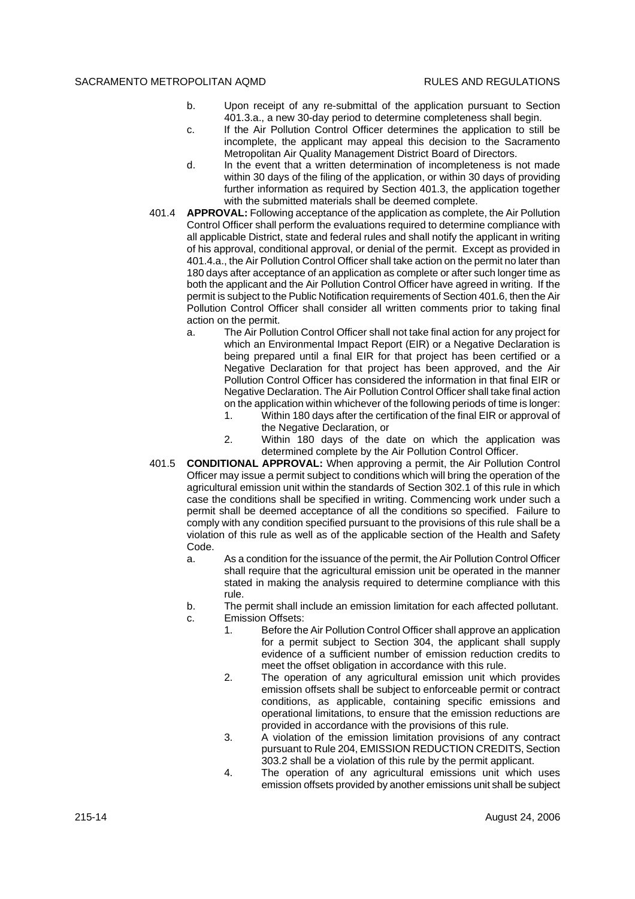b. Upon receipt of any re-submittal of the application pursuant to Section 401.3.a., a new 30-day period to determine completeness shall begin.

c. If the Air Pollution Control Officer determines the application to still be incomplete, the applicant may appeal this decision to the Sacramento Metropolitan Air Quality Management District Board of Directors.

d. In the event that a written determination of incompleteness is not made within 30 days of the filing of the application, or within 30 days of providing further information as required by Section 401.3, the application together with the submitted materials shall be deemed complete.

401.4 **APPROVAL:** Following acceptance of the application as complete, the Air Pollution Control Officer shall perform the evaluations required to determine compliance with all applicable District, state and federal rules and shall notify the applicant in writing of his approval, conditional approval, or denial of the permit. Except as provided in 401.4.a., the Air Pollution Control Officer shall take action on the permit no later than 180 days after acceptance of an application as complete or after such longer time as both the applicant and the Air Pollution Control Officer have agreed in writing. If the permit is subject to the Public Notification requirements of Section 401.6, then the Air Pollution Control Officer shall consider all written comments prior to taking final action on the permit.

a. The Air Pollution Control Officer shall not take final action for any project for which an Environmental Impact Report (EIR) or a Negative Declaration is being prepared until a final EIR for that project has been certified or a Negative Declaration for that project has been approved, and the Air Pollution Control Officer has considered the information in that final EIR or Negative Declaration. The Air Pollution Control Officer shall take final action on the application within whichever of the following periods of time is longer:

1. Within 180 days after the certification of the final EIR or approval of the Negative Declaration, or
2. Within 180 days of the date on which the application was determined complete by the Air Pollution Control Officer.

401.5 **CONDITIONAL APPROVAL:** When approving a permit, the Air Pollution Control Officer may issue a permit subject to conditions which will bring the operation of the agricultural emission unit within the standards of Section 302.1 of this rule in which case the conditions shall be specified in writing. Commencing work under such a permit shall be deemed acceptance of all the conditions so specified. Failure to comply with any condition specified pursuant to the provisions of this rule shall be a violation of this rule as well as of the applicable section of the Health and Safety Code.

a. As a condition for the issuance of the permit, the Air Pollution Control Officer shall require that the agricultural emission unit be operated in the manner stated in making the analysis required to determine compliance with this rule.

b. The permit shall include an emission limitation for each affected pollutant.

c. Emission Offsets:

1. Before the Air Pollution Control Officer shall approve an application for a permit subject to Section 304, the applicant shall supply evidence of a sufficient number of emission reduction credits to meet the offset obligation in accordance with this rule.
2. The operation of any agricultural emission unit which provides emission offsets shall be subject to enforceable permit or contract conditions, as applicable, containing specific emissions and operational limitations, to ensure that the emission reductions are provided in accordance with the provisions of this rule.
3. A violation of the emission limitation provisions of any contract pursuant to Rule 204, EMISSION REDUCTION CREDITS, Section 303.2 shall be a violation of this rule by the permit applicant.
4. The operation of any agricultural emissions unit which uses emission offsets provided by another emissions unit shall be subject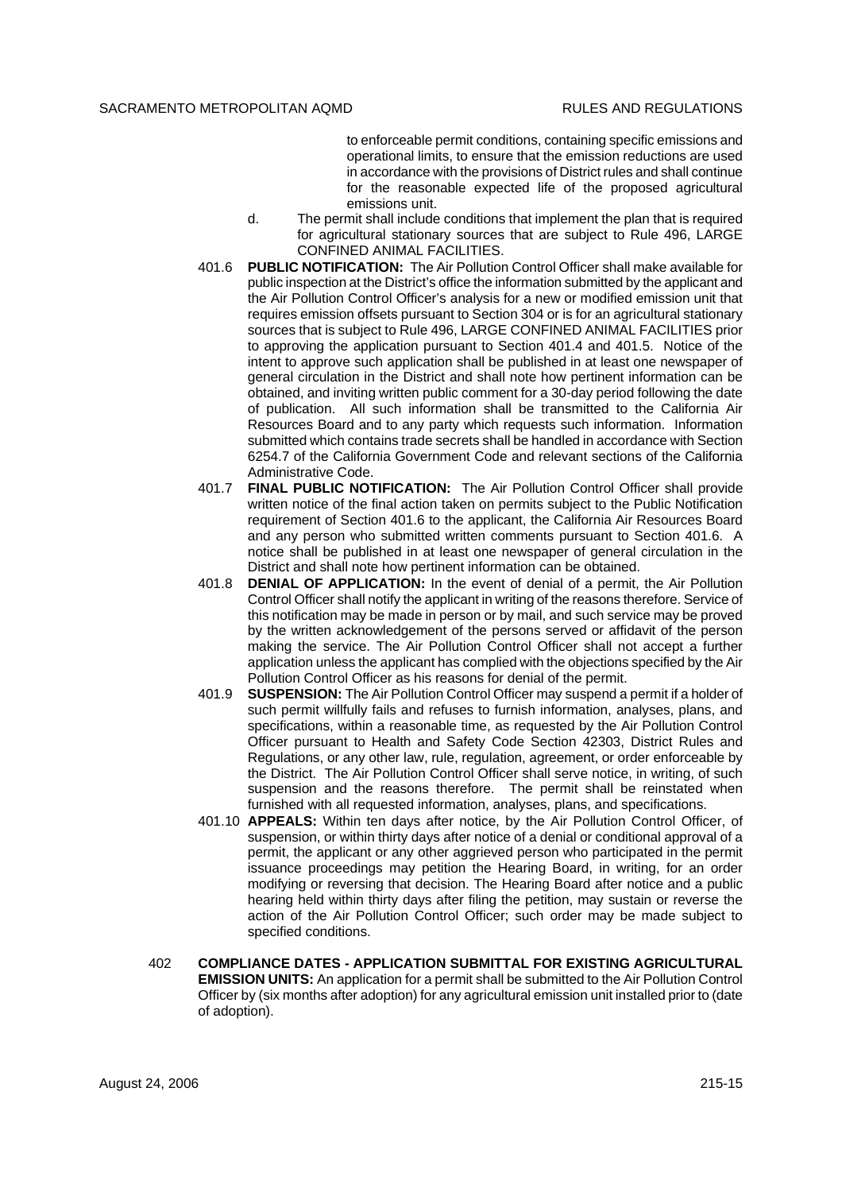to enforceable permit conditions, containing specific emissions and operational limits, to ensure that the emission reductions are used in accordance with the provisions of District rules and shall continue for the reasonable expected life of the proposed agricultural emissions unit.

d. The permit shall include conditions that implement the plan that is required for agricultural stationary sources that are subject to Rule 496, LARGE CONFINED ANIMAL FACILITIES.

401.6 **PUBLIC NOTIFICATION:** The Air Pollution Control Officer shall make available for public inspection at the District's office the information submitted by the applicant and the Air Pollution Control Officer's analysis for a new or modified emission unit that requires emission offsets pursuant to Section 304 or is for an agricultural stationary sources that is subject to Rule 496, LARGE CONFINED ANIMAL FACILITIES prior to approving the application pursuant to Section 401.4 and 401.5. Notice of the intent to approve such application shall be published in at least one newspaper of general circulation in the District and shall note how pertinent information can be obtained, and inviting written public comment for a 30-day period following the date of publication. All such information shall be transmitted to the California Air Resources Board and to any party which requests such information. Information submitted which contains trade secrets shall be handled in accordance with Section 6254.7 of the California Government Code and relevant sections of the California Administrative Code.

401.7 **FINAL PUBLIC NOTIFICATION:** The Air Pollution Control Officer shall provide written notice of the final action taken on permits subject to the Public Notification requirement of Section 401.6 to the applicant, the California Air Resources Board and any person who submitted written comments pursuant to Section 401.6. A notice shall be published in at least one newspaper of general circulation in the District and shall note how pertinent information can be obtained.

401.8 **DENIAL OF APPLICATION:** In the event of denial of a permit, the Air Pollution Control Officer shall notify the applicant in writing of the reasons therefore. Service of this notification may be made in person or by mail, and such service may be proved by the written acknowledgement of the persons served or affidavit of the person making the service. The Air Pollution Control Officer shall not accept a further application unless the applicant has complied with the objections specified by the Air Pollution Control Officer as his reasons for denial of the permit.

401.9 **SUSPENSION:** The Air Pollution Control Officer may suspend a permit if a holder of such permit willfully fails and refuses to furnish information, analyses, plans, and specifications, within a reasonable time, as requested by the Air Pollution Control Officer pursuant to Health and Safety Code Section 42303, District Rules and Regulations, or any other law, rule, regulation, agreement, or order enforceable by the District. The Air Pollution Control Officer shall serve notice, in writing, of such suspension and the reasons therefore. The permit shall be reinstated when furnished with all requested information, analyses, plans, and specifications.

401.10 **APPEALS:** Within ten days after notice, by the Air Pollution Control Officer, of suspension, or within thirty days after notice of a denial or conditional approval of a permit, the applicant or any other aggrieved person who participated in the permit issuance proceedings may petition the Hearing Board, in writing, for an order modifying or reversing that decision. The Hearing Board after notice and a public hearing held within thirty days after filing the petition, may sustain or reverse the action of the Air Pollution Control Officer; such order may be made subject to specified conditions.

402 **COMPLIANCE DATES - APPLICATION SUBMITTAL FOR EXISTING AGRICULTURAL EMISSION UNITS:** An application for a permit shall be submitted to the Air Pollution Control Officer by (six months after adoption) for any agricultural emission unit installed prior to (date of adoption).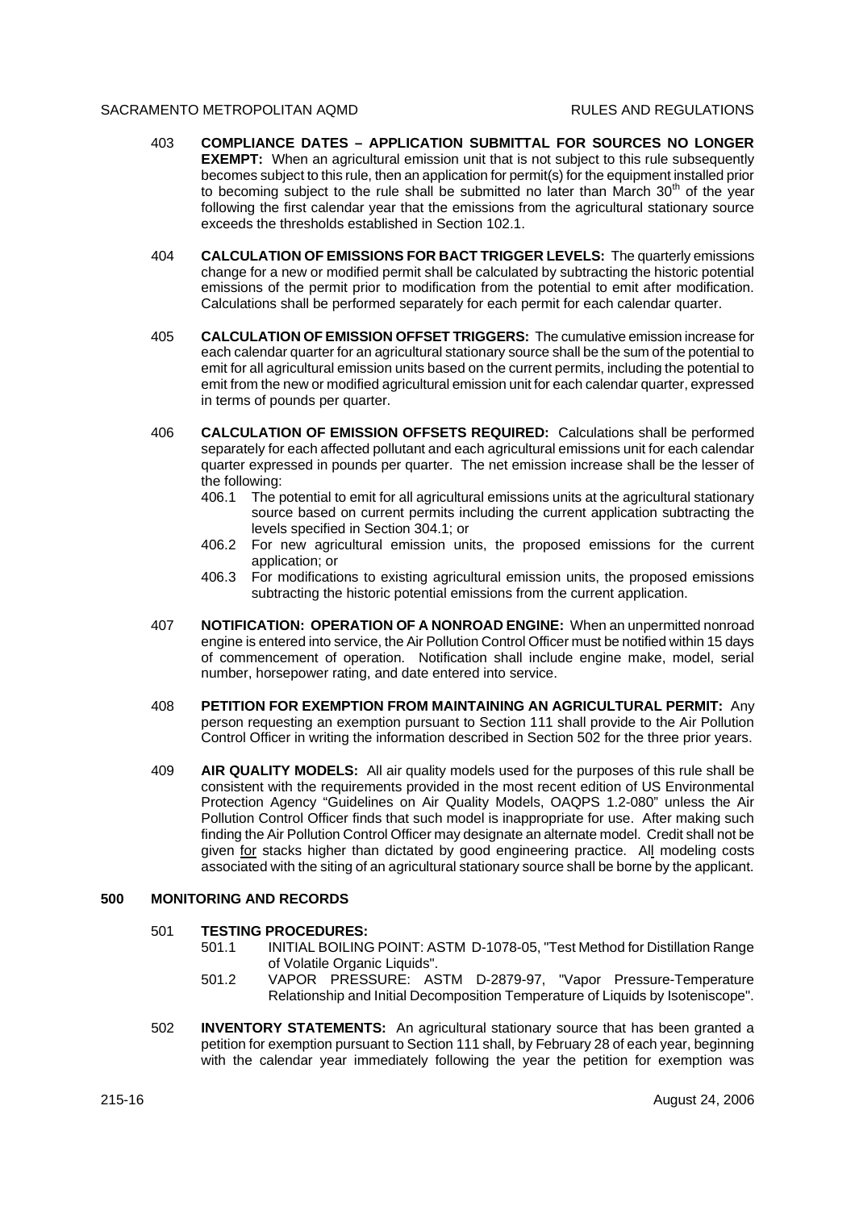403 **COMPLIANCE DATES – APPLICATION SUBMITTAL FOR SOURCES NO LONGER EXEMPT:** When an agricultural emission unit that is not subject to this rule subsequently becomes subject to this rule, then an application for permit(s) for the equipment installed prior to becoming subject to the rule shall be submitted no later than March 30th of the year following the first calendar year that the emissions from the agricultural stationary source exceeds the thresholds established in Section 102.1.

404 **CALCULATION OF EMISSIONS FOR BACT TRIGGER LEVELS:** The quarterly emissions change for a new or modified permit shall be calculated by subtracting the historic potential emissions of the permit prior to modification from the potential to emit after modification. Calculations shall be performed separately for each permit for each calendar quarter.

405 **CALCULATION OF EMISSION OFFSET TRIGGERS:** The cumulative emission increase for each calendar quarter for an agricultural stationary source shall be the sum of the potential to emit for all agricultural emission units based on the current permits, including the potential to emit from the new or modified agricultural emission unit for each calendar quarter, expressed in terms of pounds per quarter.

406 **CALCULATION OF EMISSION OFFSETS REQUIRED:** Calculations shall be performed separately for each affected pollutant and each agricultural emissions unit for each calendar quarter expressed in pounds per quarter. The net emission increase shall be the lesser of the following:

406.1 The potential to emit for all agricultural emissions units at the agricultural stationary source based on current permits including the current application subtracting the levels specified in Section 304.1; or

406.2 For new agricultural emission units, the proposed emissions for the current application; or

406.3 For modifications to existing agricultural emission units, the proposed emissions subtracting the historic potential emissions from the current application.

407 **NOTIFICATION: OPERATION OF A NONROAD ENGINE:** When an unpermitted nonroad engine is entered into service, the Air Pollution Control Officer must be notified within 15 days of commencement of operation. Notification shall include engine make, model, serial number, horsepower rating, and date entered into service.

408 **PETITION FOR EXEMPTION FROM MAINTAINING AN AGRICULTURAL PERMIT:** Any person requesting an exemption pursuant to Section 111 shall provide to the Air Pollution Control Officer in writing the information described in Section 502 for the three prior years.

409 **AIR QUALITY MODELS:** All air quality models used for the purposes of this rule shall be consistent with the requirements provided in the most recent edition of US Environmental Protection Agency "Guidelines on Air Quality Models, OAQPS 1.2-080" unless the Air Pollution Control Officer finds that such model is inappropriate for use. After making such finding the Air Pollution Control Officer may designate an alternate model. Credit shall not be given for stacks higher than dictated by good engineering practice. All modeling costs associated with the siting of an agricultural stationary source shall be borne by the applicant.

## 500 MONITORING AND RECORDS

501 **TESTING PROCEDURES:**

501.1 INITIAL BOILING POINT: ASTM D-1078-05, "Test Method for Distillation Range of Volatile Organic Liquids".

501.2 VAPOR PRESSURE: ASTM D-2879-97, "Vapor Pressure-Temperature Relationship and Initial Decomposition Temperature of Liquids by Isoteniscope".

502 **INVENTORY STATEMENTS:** An agricultural stationary source that has been granted a petition for exemption pursuant to Section 111 shall, by February 28 of each year, beginning with the calendar year immediately following the year the petition for exemption was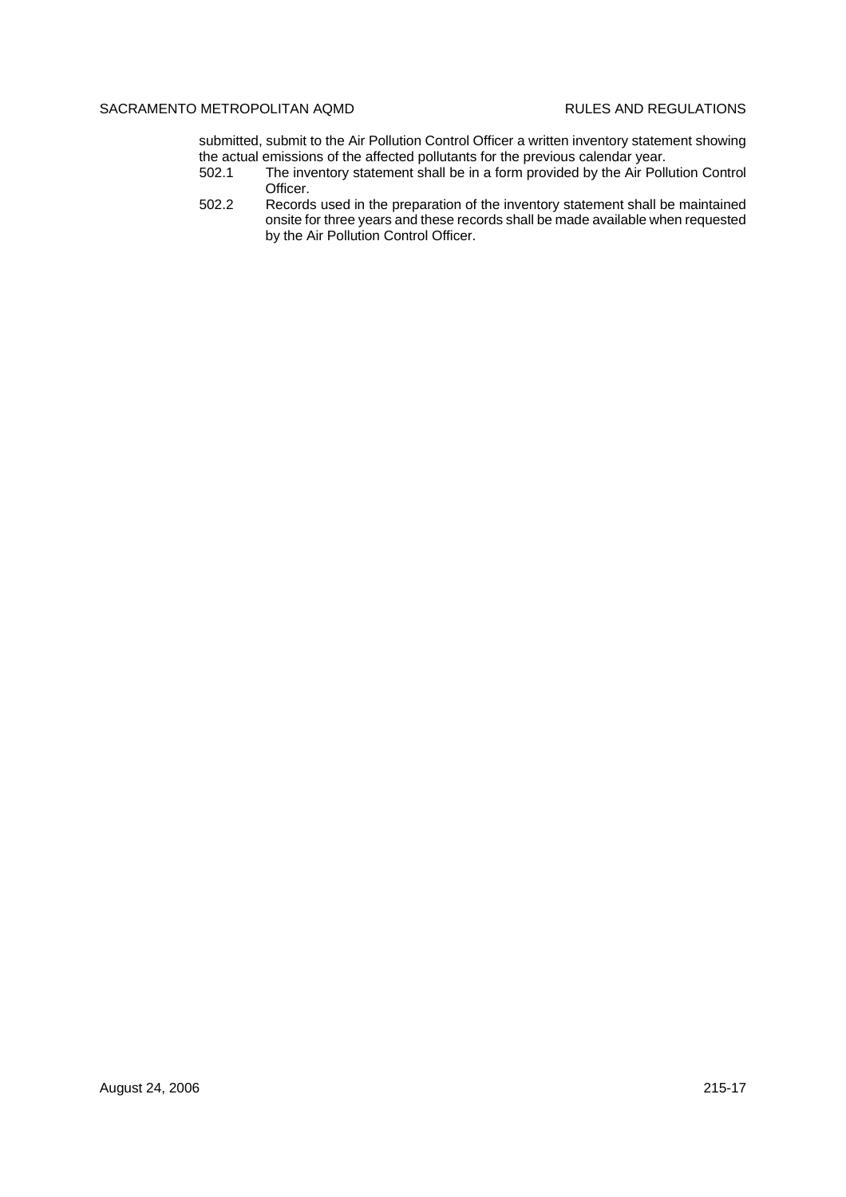submitted, submit to the Air Pollution Control Officer a written inventory statement showing the actual emissions of the affected pollutants for the previous calendar year.

502.1 The inventory statement shall be in a form provided by the Air Pollution Control Officer.

502.2 Records used in the preparation of the inventory statement shall be maintained onsite for three years and these records shall be made available when requested by the Air Pollution Control Officer.